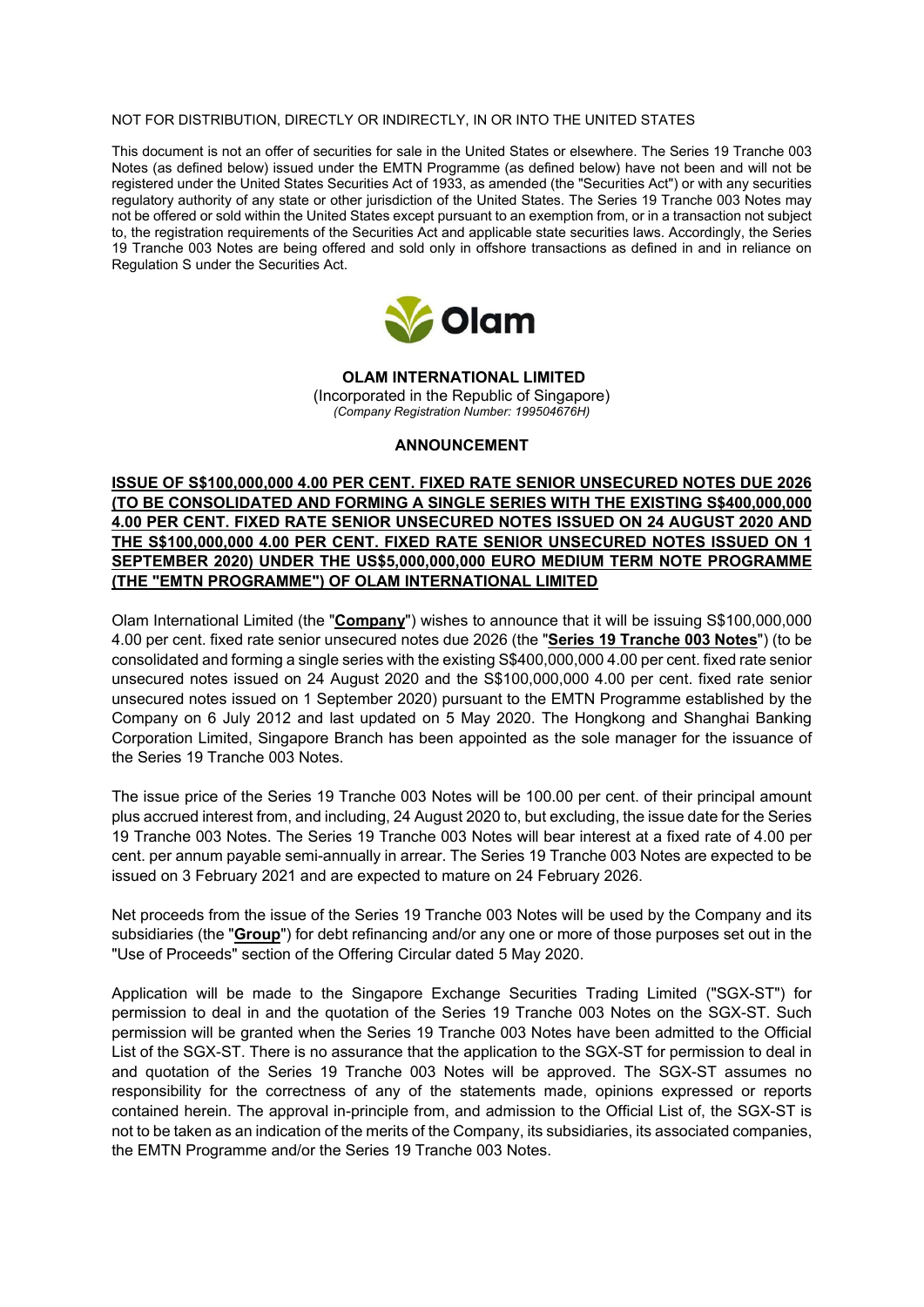NOT FOR DISTRIBUTION, DIRECTLY OR INDIRECTLY, IN OR INTO THE UNITED STATES

This document is not an offer of securities for sale in the United States or elsewhere. The Series 19 Tranche 003 Notes (as defined below) issued under the EMTN Programme (as defined below) have not been and will not be registered under the United States Securities Act of 1933, as amended (the "Securities Act") or with any securities regulatory authority of any state or other jurisdiction of the United States. The Series 19 Tranche 003 Notes may not be offered or sold within the United States except pursuant to an exemption from, or in a transaction not subject to, the registration requirements of the Securities Act and applicable state securities laws. Accordingly, the Series 19 Tranche 003 Notes are being offered and sold only in offshore transactions as defined in and in reliance on Regulation S under the Securities Act.

Olam

**OLAM INTERNATIONAL LIMITED**
(Incorporated in the Republic of Singapore)
*(Company Registration Number: 199504676H)*

**ANNOUNCEMENT**

**ISSUE OF S$100,000,000 4.00 PER CENT. FIXED RATE SENIOR UNSECURED NOTES DUE 2026 (TO BE CONSOLIDATED AND FORMING A SINGLE SERIES WITH THE EXISTING S$400,000,000 4.00 PER CENT. FIXED RATE SENIOR UNSECURED NOTES ISSUED ON 24 AUGUST 2020 AND THE S$100,000,000 4.00 PER CENT. FIXED RATE SENIOR UNSECURED NOTES ISSUED ON 1 SEPTEMBER 2020) UNDER THE US$5,000,000,000 EURO MEDIUM TERM NOTE PROGRAMME (THE "EMTN PROGRAMME") OF OLAM INTERNATIONAL LIMITED**

Olam International Limited (the "**Company**") wishes to announce that it will be issuing S$100,000,000 4.00 per cent. fixed rate senior unsecured notes due 2026 (the "**Series 19 Tranche 003 Notes**") (to be consolidated and forming a single series with the existing S$400,000,000 4.00 per cent. fixed rate senior unsecured notes issued on 24 August 2020 and the S$100,000,000 4.00 per cent. fixed rate senior unsecured notes issued on 1 September 2020) pursuant to the EMTN Programme established by the Company on 6 July 2012 and last updated on 5 May 2020. The Hongkong and Shanghai Banking Corporation Limited, Singapore Branch has been appointed as the sole manager for the issuance of the Series 19 Tranche 003 Notes.

The issue price of the Series 19 Tranche 003 Notes will be 100.00 per cent. of their principal amount plus accrued interest from, and including, 24 August 2020 to, but excluding, the issue date for the Series 19 Tranche 003 Notes. The Series 19 Tranche 003 Notes will bear interest at a fixed rate of 4.00 per cent. per annum payable semi-annually in arrear. The Series 19 Tranche 003 Notes are expected to be issued on 3 February 2021 and are expected to mature on 24 February 2026.

Net proceeds from the issue of the Series 19 Tranche 003 Notes will be used by the Company and its subsidiaries (the "**Group**") for debt refinancing and/or any one or more of those purposes set out in the "Use of Proceeds" section of the Offering Circular dated 5 May 2020.

Application will be made to the Singapore Exchange Securities Trading Limited ("SGX-ST") for permission to deal in and the quotation of the Series 19 Tranche 003 Notes on the SGX-ST. Such permission will be granted when the Series 19 Tranche 003 Notes have been admitted to the Official List of the SGX-ST. There is no assurance that the application to the SGX-ST for permission to deal in and quotation of the Series 19 Tranche 003 Notes will be approved. The SGX-ST assumes no responsibility for the correctness of any of the statements made, opinions expressed or reports contained herein. The approval in-principle from, and admission to the Official List of, the SGX-ST is not to be taken as an indication of the merits of the Company, its subsidiaries, its associated companies, the EMTN Programme and/or the Series 19 Tranche 003 Notes.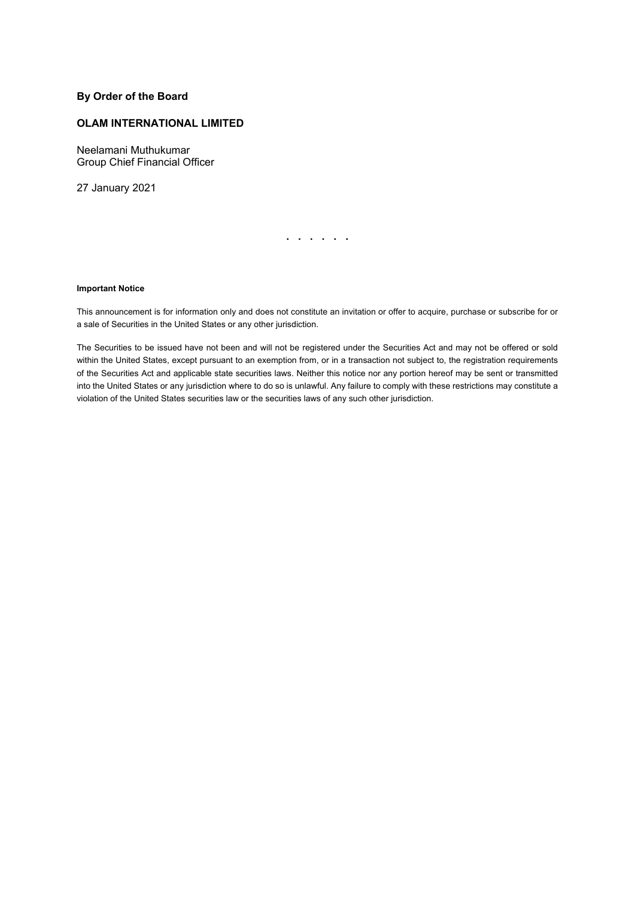**By Order of the Board**

**OLAM INTERNATIONAL LIMITED**

Neelamani Muthukumar
Group Chief Financial Officer

27 January 2021

. . . . . .

**Important Notice**

This announcement is for information only and does not constitute an invitation or offer to acquire, purchase or subscribe for or a sale of Securities in the United States or any other jurisdiction.

The Securities to be issued have not been and will not be registered under the Securities Act and may not be offered or sold within the United States, except pursuant to an exemption from, or in a transaction not subject to, the registration requirements of the Securities Act and applicable state securities laws. Neither this notice nor any portion hereof may be sent or transmitted into the United States or any jurisdiction where to do so is unlawful. Any failure to comply with these restrictions may constitute a violation of the United States securities law or the securities laws of any such other jurisdiction.